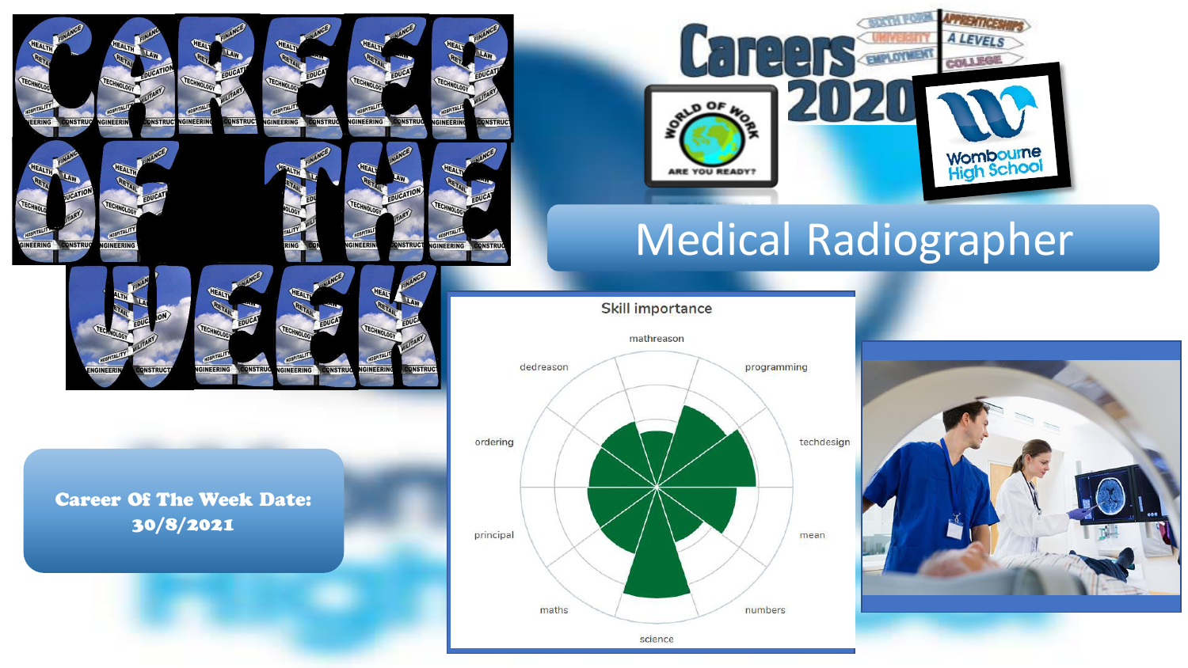# CAREER OF THE WEEK

## Careers 2020

Medical Radiographer

Career Of The Week Date: 30/8/2021

Skill importance

mathreason, programming, techdesign, mean, numbers, science, maths, principal, ordering, dedreason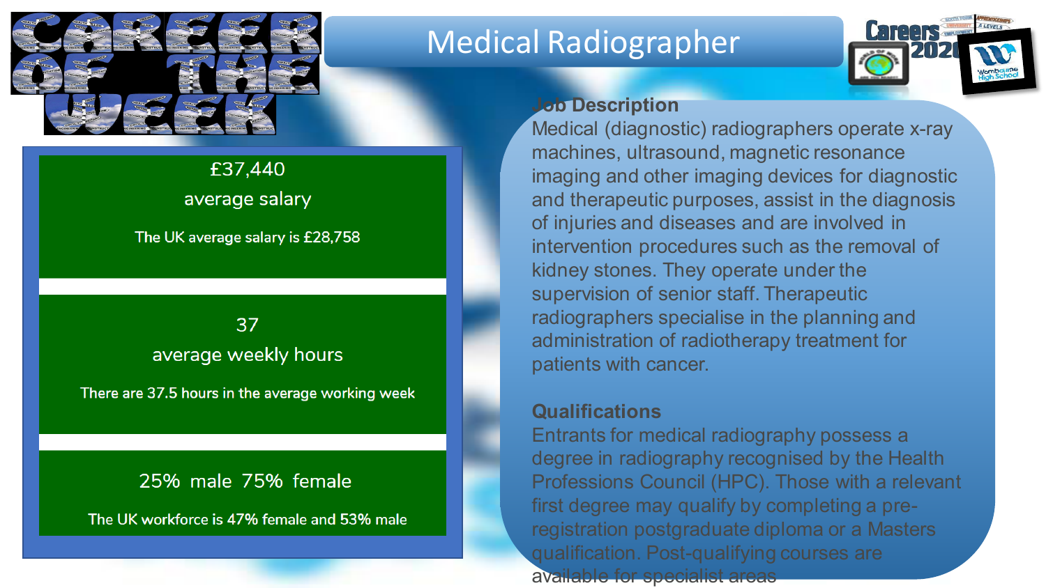# Medical Radiographer

CAREER OF THE WEEK

£37,440

average salary

The UK average salary is £28,758

37

average weekly hours

There are 37.5 hours in the average working week

25% male 75% female

The UK workforce is 47% female and 53% male

**Job Description**

Medical (diagnostic) radiographers operate x-ray machines, ultrasound, magnetic resonance imaging and other imaging devices for diagnostic and therapeutic purposes, assist in the diagnosis of injuries and diseases and are involved in intervention procedures such as the removal of kidney stones. They operate under the supervision of senior staff. Therapeutic radiographers specialise in the planning and administration of radiotherapy treatment for patients with cancer.

**Qualifications**

Entrants for medical radiography possess a degree in radiography recognised by the Health Professions Council (HPC). Those with a relevant first degree may qualify by completing a pre-registration postgraduate diploma or a Masters qualification. Post-qualifying courses are available for specialist areas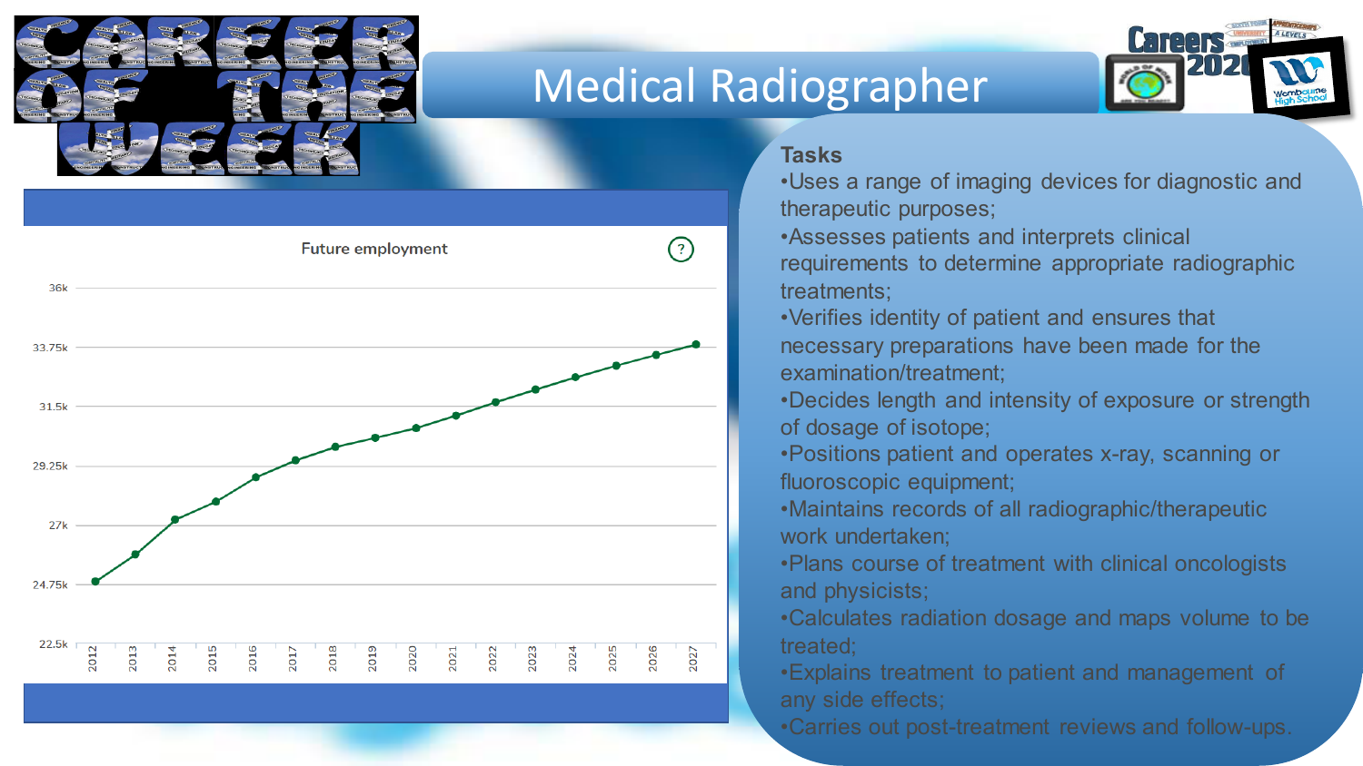# Medical Radiographer

Future employment

| Year | Employment |
|---|---|
| 2012 | ~24.9k |
| 2027 | ~34.0k |

### Tasks

- Uses a range of imaging devices for diagnostic and therapeutic purposes;
- Assesses patients and interprets clinical requirements to determine appropriate radiographic treatments;
- Verifies identity of patient and ensures that necessary preparations have been made for the examination/treatment;
- Decides length and intensity of exposure or strength of dosage of isotope;
- Positions patient and operates x-ray, scanning or fluoroscopic equipment;
- Maintains records of all radiographic/therapeutic work undertaken;
- Plans course of treatment with clinical oncologists and physicists;
- Calculates radiation dosage and maps volume to be treated;
- Explains treatment to patient and management of any side effects;
- Carries out post-treatment reviews and follow-ups.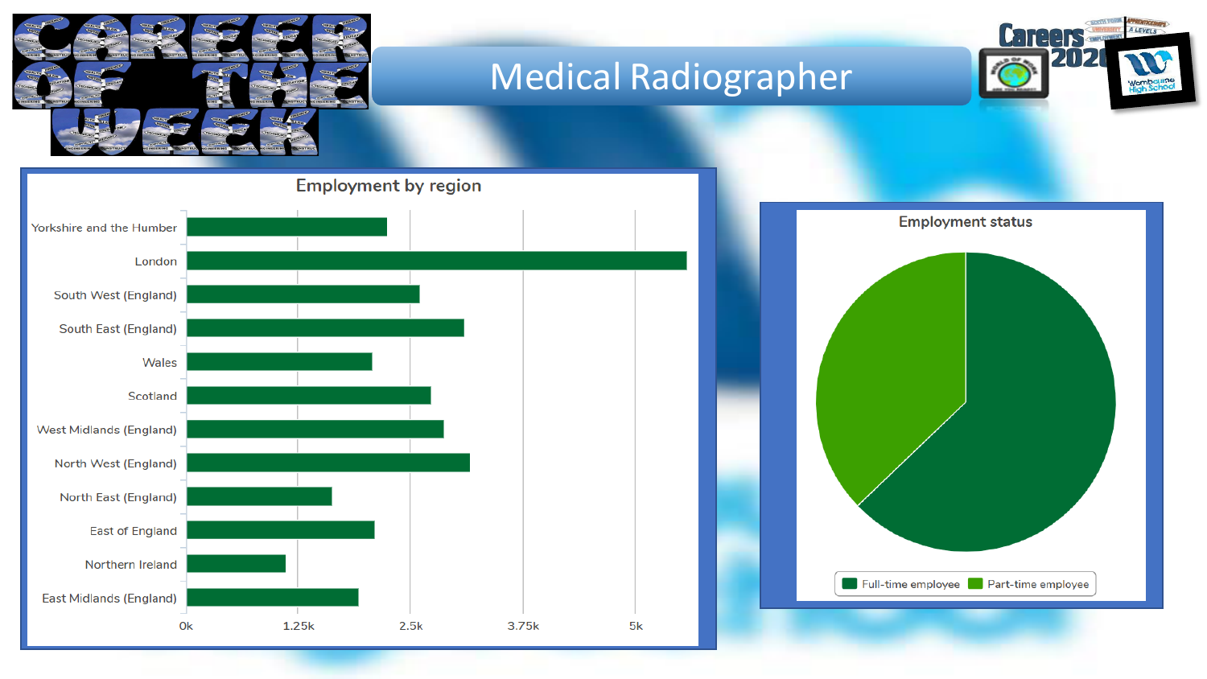# Medical Radiographer

Career of the Week

Careers 2020

## Employment by region

Yorkshire and the Humber

London

South West (England)

South East (England)

Wales

Scotland

West Midlands (England)

North West (England)

North East (England)

East of England

Northern Ireland

East Midlands (England)

0k

1.25k

2.5k

3.75k

5k

## Employment status

Full-time employee

Part-time employee